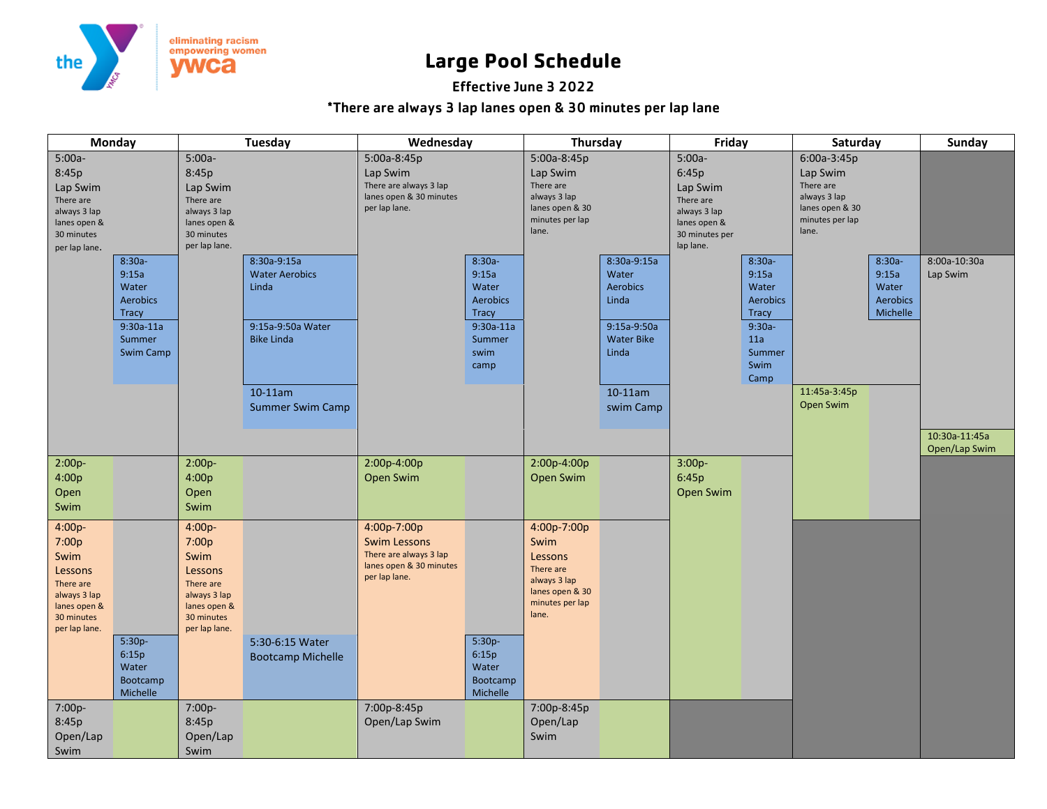# Large Pool Schedule

**Effective June 3 2022**

**\*There are always 3 lap lanes open & 30 minutes per lap lane**

| Monday | Tuesday | Wednesday | Thursday | Friday | Saturday | Sunday |
|---|---|---|---|---|---|---|
| 5:00a-8:45p Lap Swim There are always 3 lap lanes open & 30 minutes per lap lane. | 5:00a-8:45p Lap Swim There are always 3 lap lanes open & 30 minutes per lap lane. | 5:00a-8:45p Lap Swim There are always 3 lap lanes open & 30 minutes per lap lane. | 5:00a-8:45p Lap Swim There are always 3 lap lanes open & 30 minutes per lap lane. | 5:00a-6:45p Lap Swim There are always 3 lap lanes open & 30 minutes per lap lane. | 6:00a-3:45p Lap Swim There are always 3 lap lanes open & 30 minutes per lap lane. | |
| 8:30a-9:15a Water Aerobics Tracy | 8:30a-9:15a Water Aerobics Linda | 8:30a-9:15a Water Aerobics Tracy | 8:30a-9:15a Water Aerobics Linda | 8:30a-9:15a Water Aerobics Tracy | 8:30a-9:15a Water Aerobics Michelle | 8:00a-10:30a Lap Swim |
| 9:30a-11a Summer Swim Camp | 9:15a-9:50a Water Bike Linda | 9:30a-11a Summer swim camp | 9:15a-9:50a Water Bike Linda | 9:30a-11a Summer Swim Camp | | |
| | 10-11am Summer Swim Camp | | 10-11am swim Camp | | 11:45a-3:45p Open Swim | 10:30a-11:45a Open/Lap Swim |
| 2:00p-4:00p Open Swim | 2:00p-4:00p Open Swim | 2:00p-4:00p Open Swim | 2:00p-4:00p Open Swim | 3:00p-6:45p Open Swim | | |
| 4:00p-7:00p Swim Lessons There are always 3 lap lanes open & 30 minutes per lap lane. | 4:00p-7:00p Swim Lessons There are always 3 lap lanes open & 30 minutes per lap lane. | 4:00p-7:00p Swim Lessons There are always 3 lap lanes open & 30 minutes per lap lane. | 4:00p-7:00p Swim Lessons There are always 3 lap lanes open & 30 minutes per lap lane. | | | |
| 5:30p-6:15p Water Bootcamp Michelle | 5:30-6:15 Water Bootcamp Michelle | 5:30p-6:15p Water Bootcamp Michelle | | | | |
| 7:00p-8:45p Open/Lap Swim | 7:00p-8:45p Open/Lap Swim | 7:00p-8:45p Open/Lap Swim | 7:00p-8:45p Open/Lap Swim | | | |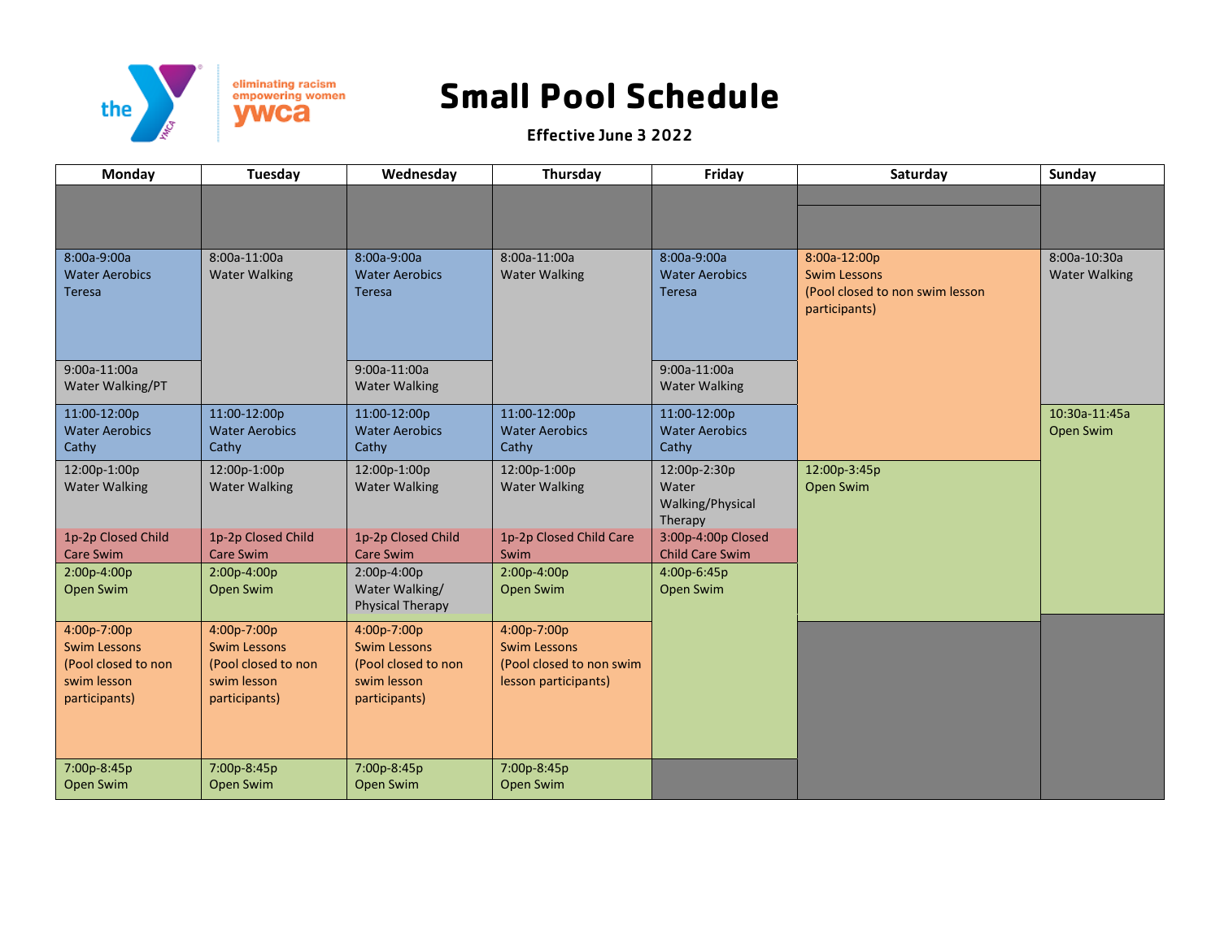# Small Pool Schedule

**Effective June 3 2022**

| Monday | Tuesday | Wednesday | Thursday | Friday | Saturday | Sunday |
|---|---|---|---|---|---|---|
| | | | | | | |
| 8:00a-9:00a Water Aerobics Teresa | 8:00a-11:00a Water Walking | 8:00a-9:00a Water Aerobics Teresa | 8:00a-11:00a Water Walking | 8:00a-9:00a Water Aerobics Teresa | 8:00a-12:00p Swim Lessons (Pool closed to non swim lesson participants) | 8:00a-10:30a Water Walking |
| 9:00a-11:00a Water Walking/PT | | 9:00a-11:00a Water Walking | | 9:00a-11:00a Water Walking | | |
| 11:00-12:00p Water Aerobics Cathy | 11:00-12:00p Water Aerobics Cathy | 11:00-12:00p Water Aerobics Cathy | 11:00-12:00p Water Aerobics Cathy | 11:00-12:00p Water Aerobics Cathy | | 10:30a-11:45a Open Swim |
| 12:00p-1:00p Water Walking | 12:00p-1:00p Water Walking | 12:00p-1:00p Water Walking | 12:00p-1:00p Water Walking | 12:00p-2:30p Water Walking/Physical Therapy | 12:00p-3:45p Open Swim | |
| 1p-2p Closed Child Care Swim | 1p-2p Closed Child Care Swim | 1p-2p Closed Child Care Swim | 1p-2p Closed Child Care Swim | 3:00p-4:00p Closed Child Care Swim | | |
| 2:00p-4:00p Open Swim | 2:00p-4:00p Open Swim | 2:00p-4:00p Water Walking/ Physical Therapy | 2:00p-4:00p Open Swim | 4:00p-6:45p Open Swim | | |
| 4:00p-7:00p Swim Lessons (Pool closed to non swim lesson participants) | 4:00p-7:00p Swim Lessons (Pool closed to non swim lesson participants) | 4:00p-7:00p Swim Lessons (Pool closed to non swim lesson participants) | 4:00p-7:00p Swim Lessons (Pool closed to non swim lesson participants) | | | |
| 7:00p-8:45p Open Swim | 7:00p-8:45p Open Swim | 7:00p-8:45p Open Swim | 7:00p-8:45p Open Swim | | | |